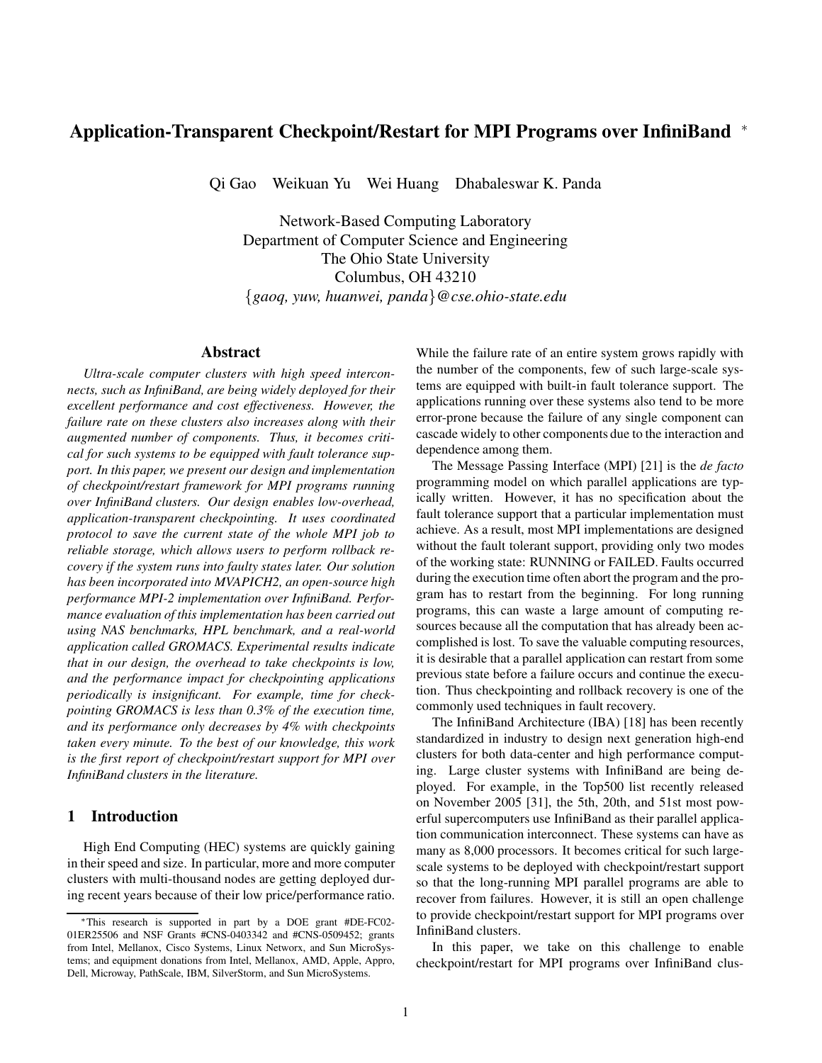# Application-Transparent Checkpoint/Restart for MPI Programs over InfiniBand *

Qi Gao  Weikuan Yu  Wei Huang  Dhabaleswar K. Panda

Network-Based Computing Laboratory
Department of Computer Science and Engineering
The Ohio State University
Columbus, OH 43210
{*gaoq, yuw, huanwei, panda*}*@cse.ohio-state.edu*

## Abstract

*Ultra-scale computer clusters with high speed interconnects, such as InfiniBand, are being widely deployed for their excellent performance and cost effectiveness. However, the failure rate on these clusters also increases along with their augmented number of components. Thus, it becomes critical for such systems to be equipped with fault tolerance support. In this paper, we present our design and implementation of checkpoint/restart framework for MPI programs running over InfiniBand clusters. Our design enables low-overhead, application-transparent checkpointing. It uses coordinated protocol to save the current state of the whole MPI job to reliable storage, which allows users to perform rollback recovery if the system runs into faulty states later. Our solution has been incorporated into MVAPICH2, an open-source high performance MPI-2 implementation over InfiniBand. Performance evaluation of this implementation has been carried out using NAS benchmarks, HPL benchmark, and a real-world application called GROMACS. Experimental results indicate that in our design, the overhead to take checkpoints is low, and the performance impact for checkpointing applications periodically is insignificant. For example, time for checkpointing GROMACS is less than 0.3% of the execution time, and its performance only decreases by 4% with checkpoints taken every minute. To the best of our knowledge, this work is the first report of checkpoint/restart support for MPI over InfiniBand clusters in the literature.*

## 1 Introduction

High End Computing (HEC) systems are quickly gaining in their speed and size. In particular, more and more computer clusters with multi-thousand nodes are getting deployed during recent years because of their low price/performance ratio. While the failure rate of an entire system grows rapidly with the number of the components, few of such large-scale systems are equipped with built-in fault tolerance support. The applications running over these systems also tend to be more error-prone because the failure of any single component can cascade widely to other components due to the interaction and dependence among them.

The Message Passing Interface (MPI) [21] is the *de facto* programming model on which parallel applications are typically written. However, it has no specification about the fault tolerance support that a particular implementation must achieve. As a result, most MPI implementations are designed without the fault tolerant support, providing only two modes of the working state: RUNNING or FAILED. Faults occurred during the execution time often abort the program and the program has to restart from the beginning. For long running programs, this can waste a large amount of computing resources because all the computation that has already been accomplished is lost. To save the valuable computing resources, it is desirable that a parallel application can restart from some previous state before a failure occurs and continue the execution. Thus checkpointing and rollback recovery is one of the commonly used techniques in fault recovery.

The InfiniBand Architecture (IBA) [18] has been recently standardized in industry to design next generation high-end clusters for both data-center and high performance computing. Large cluster systems with InfiniBand are being deployed. For example, in the Top500 list recently released on November 2005 [31], the 5th, 20th, and 51st most powerful supercomputers use InfiniBand as their parallel application communication interconnect. These systems can have as many as 8,000 processors. It becomes critical for such large-scale systems to be deployed with checkpoint/restart support so that the long-running MPI parallel programs are able to recover from failures. However, it is still an open challenge to provide checkpoint/restart support for MPI programs over InfiniBand clusters.

In this paper, we take on this challenge to enable checkpoint/restart for MPI programs over InfiniBand clus-

*This research is supported in part by a DOE grant #DE-FC02-01ER25506 and NSF Grants #CNS-0403342 and #CNS-0509452; grants from Intel, Mellanox, Cisco Systems, Linux Networx, and Sun MicroSystems; and equipment donations from Intel, Mellanox, AMD, Apple, Appro, Dell, Microway, PathScale, IBM, SilverStorm, and Sun MicroSystems.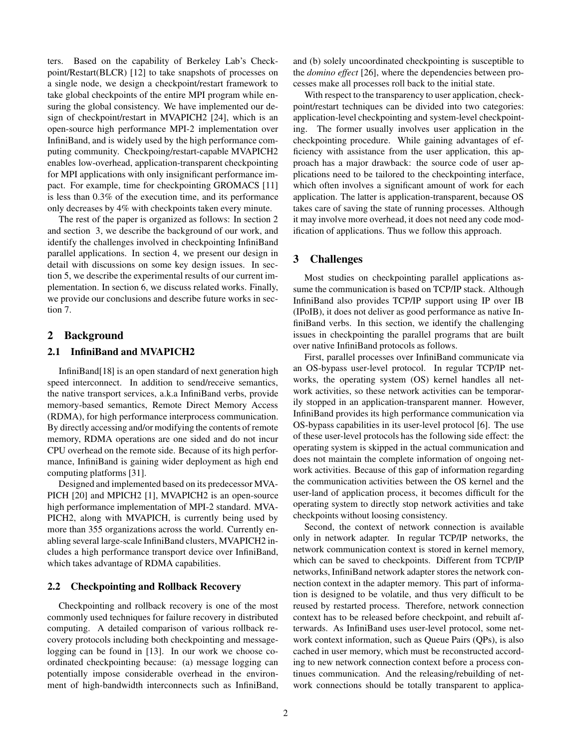ters. Based on the capability of Berkeley Lab's Checkpoint/Restart(BLCR) [12] to take snapshots of processes on a single node, we design a checkpoint/restart framework to take global checkpoints of the entire MPI program while ensuring the global consistency. We have implemented our design of checkpoint/restart in MVAPICH2 [24], which is an open-source high performance MPI-2 implementation over InfiniBand, and is widely used by the high performance computing community. Checkpoing/restart-capable MVAPICH2 enables low-overhead, application-transparent checkpointing for MPI applications with only insignificant performance impact. For example, time for checkpointing GROMACS [11] is less than 0.3% of the execution time, and its performance only decreases by 4% with checkpoints taken every minute.

The rest of the paper is organized as follows: In section 2 and section 3, we describe the background of our work, and identify the challenges involved in checkpointing InfiniBand parallel applications. In section 4, we present our design in detail with discussions on some key design issues. In section 5, we describe the experimental results of our current implementation. In section 6, we discuss related works. Finally, we provide our conclusions and describe future works in section 7.

## 2 Background

### 2.1 InfiniBand and MVAPICH2

InfiniBand[18] is an open standard of next generation high speed interconnect. In addition to send/receive semantics, the native transport services, a.k.a InfiniBand verbs, provide memory-based semantics, Remote Direct Memory Access (RDMA), for high performance interprocess communication. By directly accessing and/or modifying the contents of remote memory, RDMA operations are one sided and do not incur CPU overhead on the remote side. Because of its high performance, InfiniBand is gaining wider deployment as high end computing platforms [31].

Designed and implemented based on its predecessor MVAPICH [20] and MPICH2 [1], MVAPICH2 is an open-source high performance implementation of MPI-2 standard. MVAPICH2, along with MVAPICH, is currently being used by more than 355 organizations across the world. Currently enabling several large-scale InfiniBand clusters, MVAPICH2 includes a high performance transport device over InfiniBand, which takes advantage of RDMA capabilities.

### 2.2 Checkpointing and Rollback Recovery

Checkpointing and rollback recovery is one of the most commonly used techniques for failure recovery in distributed computing. A detailed comparison of various rollback recovery protocols including both checkpointing and message-logging can be found in [13]. In our work we choose coordinated checkpointing because: (a) message logging can potentially impose considerable overhead in the environment of high-bandwidth interconnects such as InfiniBand, and (b) solely uncoordinated checkpointing is susceptible to the *domino effect* [26], where the dependencies between processes make all processes roll back to the initial state.

With respect to the transparency to user application, checkpoint/restart techniques can be divided into two categories: application-level checkpointing and system-level checkpointing. The former usually involves user application in the checkpointing procedure. While gaining advantages of efficiency with assistance from the user application, this approach has a major drawback: the source code of user applications need to be tailored to the checkpointing interface, which often involves a significant amount of work for each application. The latter is application-transparent, because OS takes care of saving the state of running processes. Although it may involve more overhead, it does not need any code modification of applications. Thus we follow this approach.

## 3 Challenges

Most studies on checkpointing parallel applications assume the communication is based on TCP/IP stack. Although InfiniBand also provides TCP/IP support using IP over IB (IPoIB), it does not deliver as good performance as native InfiniBand verbs. In this section, we identify the challenging issues in checkpointing the parallel programs that are built over native InfiniBand protocols as follows.

First, parallel processes over InfiniBand communicate via an OS-bypass user-level protocol. In regular TCP/IP networks, the operating system (OS) kernel handles all network activities, so these network activities can be temporarily stopped in an application-transparent manner. However, InfiniBand provides its high performance communication via OS-bypass capabilities in its user-level protocol [6]. The use of these user-level protocols has the following side effect: the operating system is skipped in the actual communication and does not maintain the complete information of ongoing network activities. Because of this gap of information regarding the communication activities between the OS kernel and the user-land of application process, it becomes difficult for the operating system to directly stop network activities and take checkpoints without loosing consistency.

Second, the context of network connection is available only in network adapter. In regular TCP/IP networks, the network communication context is stored in kernel memory, which can be saved to checkpoints. Different from TCP/IP networks, InfiniBand network adapter stores the network connection context in the adapter memory. This part of information is designed to be volatile, and thus very difficult to be reused by restarted process. Therefore, network connection context has to be released before checkpoint, and rebuilt afterwards. As InfiniBand uses user-level protocol, some network context information, such as Queue Pairs (QPs), is also cached in user memory, which must be reconstructed according to new network connection context before a process continues communication. And the releasing/rebuilding of network connections should be totally transparent to applica-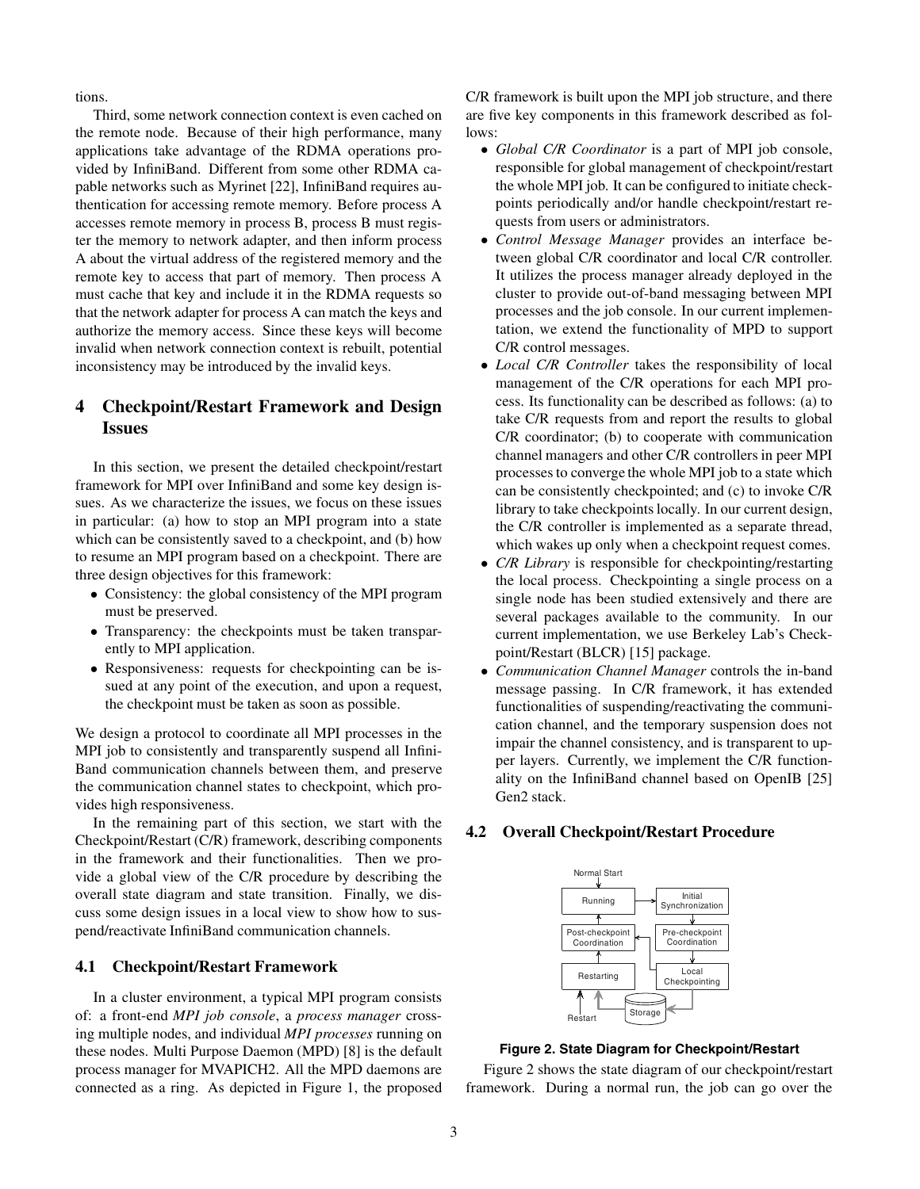tions.

Third, some network connection context is even cached on the remote node. Because of their high performance, many applications take advantage of the RDMA operations provided by InfiniBand. Different from some other RDMA capable networks such as Myrinet [22], InfiniBand requires authentication for accessing remote memory. Before process A accesses remote memory in process B, process B must register the memory to network adapter, and then inform process A about the virtual address of the registered memory and the remote key to access that part of memory. Then process A must cache that key and include it in the RDMA requests so that the network adapter for process A can match the keys and authorize the memory access. Since these keys will become invalid when network connection context is rebuilt, potential inconsistency may be introduced by the invalid keys.

## 4 Checkpoint/Restart Framework and Design Issues

In this section, we present the detailed checkpoint/restart framework for MPI over InfiniBand and some key design issues. As we characterize the issues, we focus on these issues in particular: (a) how to stop an MPI program into a state which can be consistently saved to a checkpoint, and (b) how to resume an MPI program based on a checkpoint. There are three design objectives for this framework:

- Consistency: the global consistency of the MPI program must be preserved.
- Transparency: the checkpoints must be taken transparently to MPI application.
- Responsiveness: requests for checkpointing can be issued at any point of the execution, and upon a request, the checkpoint must be taken as soon as possible.

We design a protocol to coordinate all MPI processes in the MPI job to consistently and transparently suspend all InfiniBand communication channels between them, and preserve the communication channel states to checkpoint, which provides high responsiveness.

In the remaining part of this section, we start with the Checkpoint/Restart (C/R) framework, describing components in the framework and their functionalities. Then we provide a global view of the C/R procedure by describing the overall state diagram and state transition. Finally, we discuss some design issues in a local view to show how to suspend/reactivate InfiniBand communication channels.

### 4.1 Checkpoint/Restart Framework

In a cluster environment, a typical MPI program consists of: a front-end *MPI job console*, a *process manager* crossing multiple nodes, and individual *MPI processes* running on these nodes. Multi Purpose Daemon (MPD) [8] is the default process manager for MVAPICH2. All the MPD daemons are connected as a ring. As depicted in Figure 1, the proposed C/R framework is built upon the MPI job structure, and there are five key components in this framework described as follows:

- *Global C/R Coordinator* is a part of MPI job console, responsible for global management of checkpoint/restart the whole MPI job. It can be configured to initiate checkpoints periodically and/or handle checkpoint/restart requests from users or administrators.
- *Control Message Manager* provides an interface between global C/R coordinator and local C/R controller. It utilizes the process manager already deployed in the cluster to provide out-of-band messaging between MPI processes and the job console. In our current implementation, we extend the functionality of MPD to support C/R control messages.
- *Local C/R Controller* takes the responsibility of local management of the C/R operations for each MPI process. Its functionality can be described as follows: (a) to take C/R requests from and report the results to global C/R coordinator; (b) to cooperate with communication channel managers and other C/R controllers in peer MPI processes to converge the whole MPI job to a state which can be consistently checkpointed; and (c) to invoke C/R library to take checkpoints locally. In our current design, the C/R controller is implemented as a separate thread, which wakes up only when a checkpoint request comes.
- *C/R Library* is responsible for checkpointing/restarting the local process. Checkpointing a single process on a single node has been studied extensively and there are several packages available to the community. In our current implementation, we use Berkeley Lab's Checkpoint/Restart (BLCR) [15] package.
- *Communication Channel Manager* controls the in-band message passing. In C/R framework, it has extended functionalities of suspending/reactivating the communication channel, and the temporary suspension does not impair the channel consistency, and is transparent to upper layers. Currently, we implement the C/R functionality on the InfiniBand channel based on OpenIB [25] Gen2 stack.

### 4.2 Overall Checkpoint/Restart Procedure

Normal Start
Running
Initial Synchronization
Post-checkpoint Coordination
Pre-checkpoint Coordination
Restarting
Local Checkpointing
Storage
Restart

**Figure 2. State Diagram for Checkpoint/Restart**

Figure 2 shows the state diagram of our checkpoint/restart framework. During a normal run, the job can go over the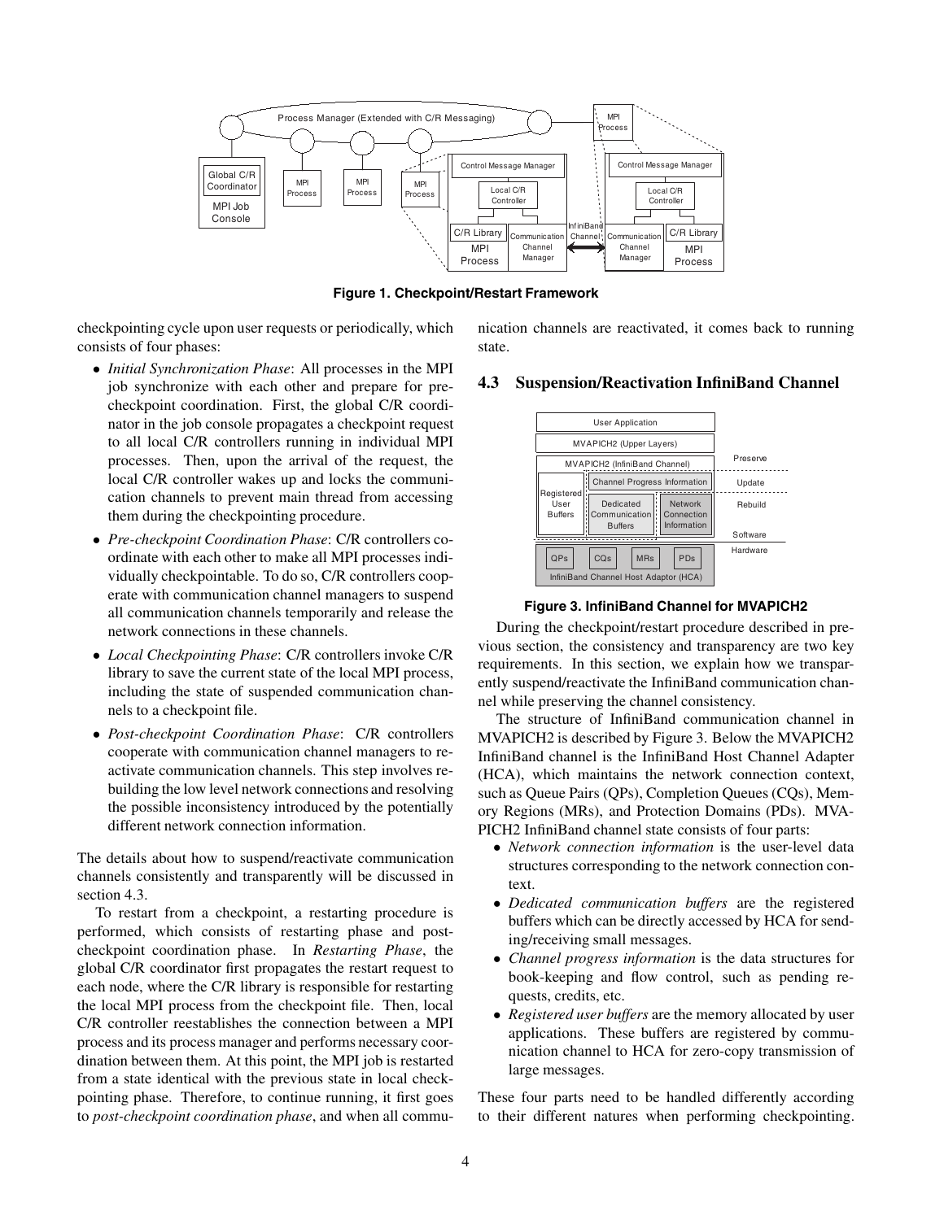Figure 1. Checkpoint/Restart Framework

checkpointing cycle upon user requests or periodically, which consists of four phases:

- *Initial Synchronization Phase*: All processes in the MPI job synchronize with each other and prepare for pre-checkpoint coordination. First, the global C/R coordinator in the job console propagates a checkpoint request to all local C/R controllers running in individual MPI processes. Then, upon the arrival of the request, the local C/R controller wakes up and locks the communication channels to prevent main thread from accessing them during the checkpointing procedure.
- *Pre-checkpoint Coordination Phase*: C/R controllers coordinate with each other to make all MPI processes individually checkpointable. To do so, C/R controllers cooperate with communication channel managers to suspend all communication channels temporarily and release the network connections in these channels.
- *Local Checkpointing Phase*: C/R controllers invoke C/R library to save the current state of the local MPI process, including the state of suspended communication channels to a checkpoint file.
- *Post-checkpoint Coordination Phase*: C/R controllers cooperate with communication channel managers to reactivate communication channels. This step involves rebuilding the low level network connections and resolving the possible inconsistency introduced by the potentially different network connection information.

The details about how to suspend/reactivate communication channels consistently and transparently will be discussed in section 4.3.

To restart from a checkpoint, a restarting procedure is performed, which consists of restarting phase and post-checkpoint coordination phase. In *Restarting Phase*, the global C/R coordinator first propagates the restart request to each node, where the C/R library is responsible for restarting the local MPI process from the checkpoint file. Then, local C/R controller reestablishes the connection between a MPI process and its process manager and performs necessary coordination between them. At this point, the MPI job is restarted from a state identical with the previous state in local checkpointing phase. Therefore, to continue running, it first goes to *post-checkpoint coordination phase*, and when all communication channels are reactivated, it comes back to running state.

### 4.3 Suspension/Reactivation InfiniBand Channel

Figure 3. InfiniBand Channel for MVAPICH2

During the checkpoint/restart procedure described in previous section, the consistency and transparency are two key requirements. In this section, we explain how we transparently suspend/reactivate the InfiniBand communication channel while preserving the channel consistency.

The structure of InfiniBand communication channel in MVAPICH2 is described by Figure 3. Below the MVAPICH2 InfiniBand channel is the InfiniBand Host Channel Adapter (HCA), which maintains the network connection context, such as Queue Pairs (QPs), Completion Queues (CQs), Memory Regions (MRs), and Protection Domains (PDs). MVAPICH2 InfiniBand channel state consists of four parts:

- *Network connection information* is the user-level data structures corresponding to the network connection context.
- *Dedicated communication buffers* are the registered buffers which can be directly accessed by HCA for sending/receiving small messages.
- *Channel progress information* is the data structures for book-keeping and flow control, such as pending requests, credits, etc.
- *Registered user buffers* are the memory allocated by user applications. These buffers are registered by communication channel to HCA for zero-copy transmission of large messages.

These four parts need to be handled differently according to their different natures when performing checkpointing.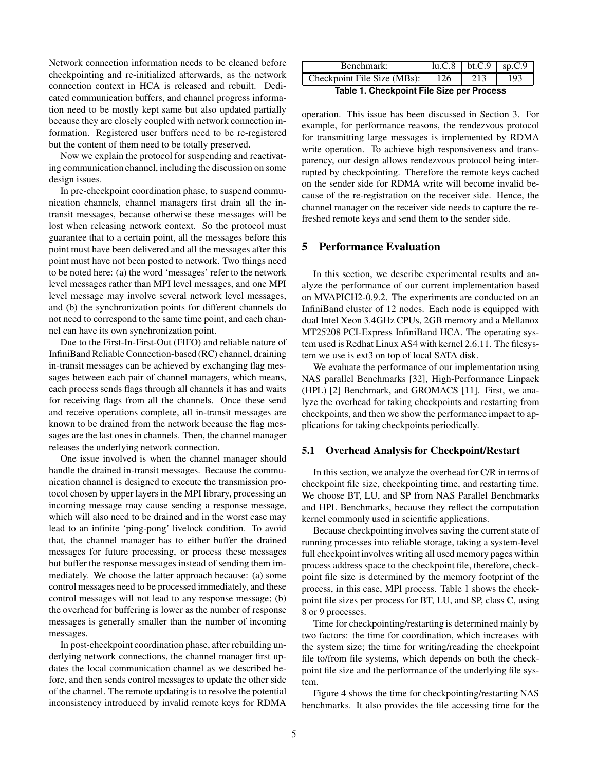Network connection information needs to be cleaned before checkpointing and re-initialized afterwards, as the network connection context in HCA is released and rebuilt. Dedicated communication buffers, and channel progress information need to be mostly kept same but also updated partially because they are closely coupled with network connection information. Registered user buffers need to be re-registered but the content of them need to be totally preserved.

Now we explain the protocol for suspending and reactivating communication channel, including the discussion on some design issues.

In pre-checkpoint coordination phase, to suspend communication channels, channel managers first drain all the in-transit messages, because otherwise these messages will be lost when releasing network context. So the protocol must guarantee that to a certain point, all the messages before this point must have been delivered and all the messages after this point must have not been posted to network. Two things need to be noted here: (a) the word 'messages' refer to the network level messages rather than MPI level messages, and one MPI level message may involve several network level messages, and (b) the synchronization points for different channels do not need to correspond to the same time point, and each channel can have its own synchronization point.

Due to the First-In-First-Out (FIFO) and reliable nature of InfiniBand Reliable Connection-based (RC) channel, draining in-transit messages can be achieved by exchanging flag messages between each pair of channel managers, which means, each process sends flags through all channels it has and waits for receiving flags from all the channels. Once these send and receive operations complete, all in-transit messages are known to be drained from the network because the flag messages are the last ones in channels. Then, the channel manager releases the underlying network connection.

One issue involved is when the channel manager should handle the drained in-transit messages. Because the communication channel is designed to execute the transmission protocol chosen by upper layers in the MPI library, processing an incoming message may cause sending a response message, which will also need to be drained and in the worst case may lead to an infinite 'ping-pong' livelock condition. To avoid that, the channel manager has to either buffer the drained messages for future processing, or process these messages but buffer the response messages instead of sending them immediately. We choose the latter approach because: (a) some control messages need to be processed immediately, and these control messages will not lead to any response message; (b) the overhead for buffering is lower as the number of response messages is generally smaller than the number of incoming messages.

In post-checkpoint coordination phase, after rebuilding underlying network connections, the channel manager first updates the local communication channel as we described before, and then sends control messages to update the other side of the channel. The remote updating is to resolve the potential inconsistency introduced by invalid remote keys for RDMA operation. This issue has been discussed in Section 3. For example, for performance reasons, the rendezvous protocol for transmitting large messages is implemented by RDMA write operation. To achieve high responsiveness and transparency, our design allows rendezvous protocol being interrupted by checkpointing. Therefore the remote keys cached on the sender side for RDMA write will become invalid because of the re-registration on the receiver side. Hence, the channel manager on the receiver side needs to capture the refreshed remote keys and send them to the sender side.

| Benchmark: | lu.C.8 | bt.C.9 | sp.C.9 |
|---|---|---|---|
| Checkpoint File Size (MBs): | 126 | 213 | 193 |

**Table 1. Checkpoint File Size per Process**

## 5 Performance Evaluation

In this section, we describe experimental results and analyze the performance of our current implementation based on MVAPICH2-0.9.2. The experiments are conducted on an InfiniBand cluster of 12 nodes. Each node is equipped with dual Intel Xeon 3.4GHz CPUs, 2GB memory and a Mellanox MT25208 PCI-Express InfiniBand HCA. The operating system used is Redhat Linux AS4 with kernel 2.6.11. The filesystem we use is ext3 on top of local SATA disk.

We evaluate the performance of our implementation using NAS parallel Benchmarks [32], High-Performance Linpack (HPL) [2] Benchmark, and GROMACS [11]. First, we analyze the overhead for taking checkpoints and restarting from checkpoints, and then we show the performance impact to applications for taking checkpoints periodically.

### 5.1 Overhead Analysis for Checkpoint/Restart

In this section, we analyze the overhead for C/R in terms of checkpoint file size, checkpointing time, and restarting time. We choose BT, LU, and SP from NAS Parallel Benchmarks and HPL Benchmarks, because they reflect the computation kernel commonly used in scientific applications.

Because checkpointing involves saving the current state of running processes into reliable storage, taking a system-level full checkpoint involves writing all used memory pages within process address space to the checkpoint file, therefore, checkpoint file size is determined by the memory footprint of the process, in this case, MPI process. Table 1 shows the checkpoint file sizes per process for BT, LU, and SP, class C, using 8 or 9 processes.

Time for checkpointing/restarting is determined mainly by two factors: the time for coordination, which increases with the system size; the time for writing/reading the checkpoint file to/from file systems, which depends on both the checkpoint file size and the performance of the underlying file system.

Figure 4 shows the time for checkpointing/restarting NAS benchmarks. It also provides the file accessing time for the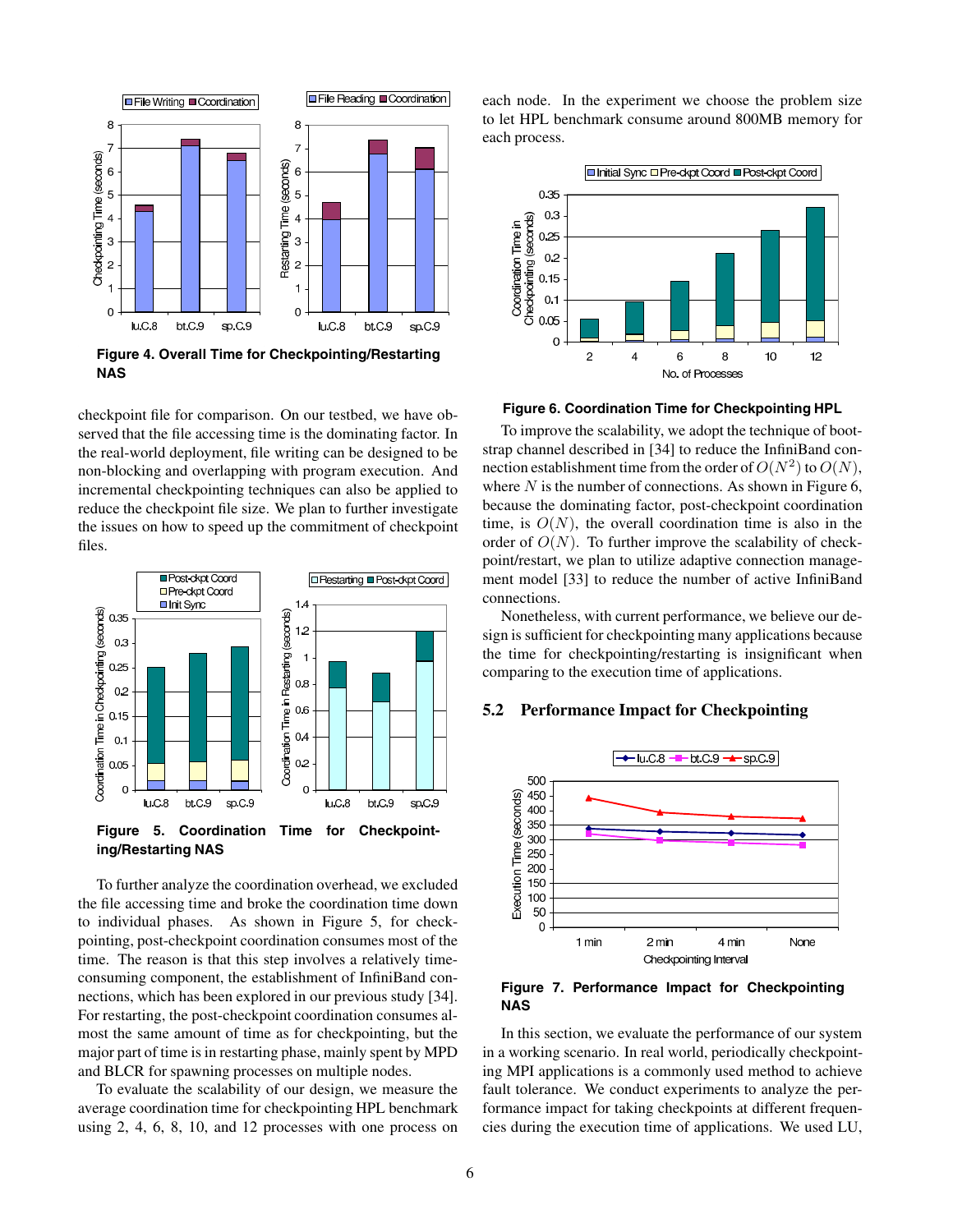**Figure 4. Overall Time for Checkpointing/Restarting NAS**

checkpoint file for comparison. On our testbed, we have observed that the file accessing time is the dominating factor. In the real-world deployment, file writing can be designed to be non-blocking and overlapping with program execution. And incremental checkpointing techniques can also be applied to reduce the checkpoint file size. We plan to further investigate the issues on how to speed up the commitment of checkpoint files.

**Figure 5. Coordination Time for Checkpointing/Restarting NAS**

To further analyze the coordination overhead, we excluded the file accessing time and broke the coordination time down to individual phases. As shown in Figure 5, for checkpointing, post-checkpoint coordination consumes most of the time. The reason is that this step involves a relatively time-consuming component, the establishment of InfiniBand connections, which has been explored in our previous study [34]. For restarting, the post-checkpoint coordination consumes almost the same amount of time as for checkpointing, but the major part of time is in restarting phase, mainly spent by MPD and BLCR for spawning processes on multiple nodes.

To evaluate the scalability of our design, we measure the average coordination time for checkpointing HPL benchmark using 2, 4, 6, 8, 10, and 12 processes with one process on each node. In the experiment we choose the problem size to let HPL benchmark consume around 800MB memory for each process.

**Figure 6. Coordination Time for Checkpointing HPL**

To improve the scalability, we adopt the technique of bootstrap channel described in [34] to reduce the InfiniBand connection establishment time from the order of $O(N^2)$ to $O(N)$, where $N$ is the number of connections. As shown in Figure 6, because the dominating factor, post-checkpoint coordination time, is $O(N)$, the overall coordination time is also in the order of $O(N)$. To further improve the scalability of checkpoint/restart, we plan to utilize adaptive connection management model [33] to reduce the number of active InfiniBand connections.

Nonetheless, with current performance, we believe our design is sufficient for checkpointing many applications because the time for checkpointing/restarting is insignificant when comparing to the execution time of applications.

## 5.2 Performance Impact for Checkpointing

**Figure 7. Performance Impact for Checkpointing NAS**

In this section, we evaluate the performance of our system in a working scenario. In real world, periodically checkpointing MPI applications is a commonly used method to achieve fault tolerance. We conduct experiments to analyze the performance impact for taking checkpoints at different frequencies during the execution time of applications. We used LU,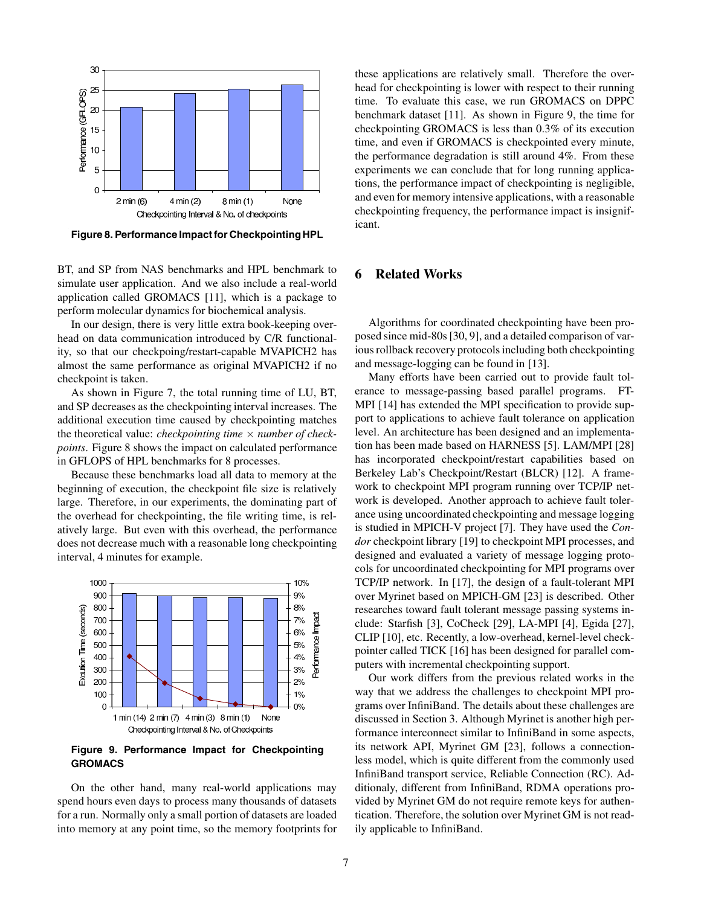Figure 8. Performance Impact for Checkpointing HPL

BT, and SP from NAS benchmarks and HPL benchmark to simulate user application. And we also include a real-world application called GROMACS [11], which is a package to perform molecular dynamics for biochemical analysis.

In our design, there is very little extra book-keeping overhead on data communication introduced by C/R functionality, so that our checkpoing/restart-capable MVAPICH2 has almost the same performance as original MVAPICH2 if no checkpoint is taken.

As shown in Figure 7, the total running time of LU, BT, and SP decreases as the checkpointing interval increases. The additional execution time caused by checkpointing matches the theoretical value: *checkpointing time* × *number of checkpoints*. Figure 8 shows the impact on calculated performance in GFLOPS of HPL benchmarks for 8 processes.

Because these benchmarks load all data to memory at the beginning of execution, the checkpoint file size is relatively large. Therefore, in our experiments, the dominating part of the overhead for checkpointing, the file writing time, is relatively large. But even with this overhead, the performance does not decrease much with a reasonable long checkpointing interval, 4 minutes for example.

Figure 9. Performance Impact for Checkpointing GROMACS

On the other hand, many real-world applications may spend hours even days to process many thousands of datasets for a run. Normally only a small portion of datasets are loaded into memory at any point time, so the memory footprints for these applications are relatively small. Therefore the overhead for checkpointing is lower with respect to their running time. To evaluate this case, we run GROMACS on DPPC benchmark dataset [11]. As shown in Figure 9, the time for checkpointing GROMACS is less than 0.3% of its execution time, and even if GROMACS is checkpointed every minute, the performance degradation is still around 4%. From these experiments we can conclude that for long running applications, the performance impact of checkpointing is negligible, and even for memory intensive applications, with a reasonable checkpointing frequency, the performance impact is insignificant.

# 6 Related Works

Algorithms for coordinated checkpointing have been proposed since mid-80s [30, 9], and a detailed comparison of various rollback recovery protocols including both checkpointing and message-logging can be found in [13].

Many efforts have been carried out to provide fault tolerance to message-passing based parallel programs. FT-MPI [14] has extended the MPI specification to provide support to applications to achieve fault tolerance on application level. An architecture has been designed and an implementation has been made based on HARNESS [5]. LAM/MPI [28] has incorporated checkpoint/restart capabilities based on Berkeley Lab's Checkpoint/Restart (BLCR) [12]. A framework to checkpoint MPI program running over TCP/IP network is developed. Another approach to achieve fault tolerance using uncoordinated checkpointing and message logging is studied in MPICH-V project [7]. They have used the *Condor* checkpoint library [19] to checkpoint MPI processes, and designed and evaluated a variety of message logging protocols for uncoordinated checkpointing for MPI programs over TCP/IP network. In [17], the design of a fault-tolerant MPI over Myrinet based on MPICH-GM [23] is described. Other researches toward fault tolerant message passing systems include: Starfish [3], CoCheck [29], LA-MPI [4], Egida [27], CLIP [10], etc. Recently, a low-overhead, kernel-level checkpointer called TICK [16] has been designed for parallel computers with incremental checkpointing support.

Our work differs from the previous related works in the way that we address the challenges to checkpoint MPI programs over InfiniBand. The details about these challenges are discussed in Section 3. Although Myrinet is another high performance interconnect similar to InfiniBand in some aspects, its network API, Myrinet GM [23], follows a connectionless model, which is quite different from the commonly used InfiniBand transport service, Reliable Connection (RC). Additionaly, different from InfiniBand, RDMA operations provided by Myrinet GM do not require remote keys for authentication. Therefore, the solution over Myrinet GM is not readily applicable to InfiniBand.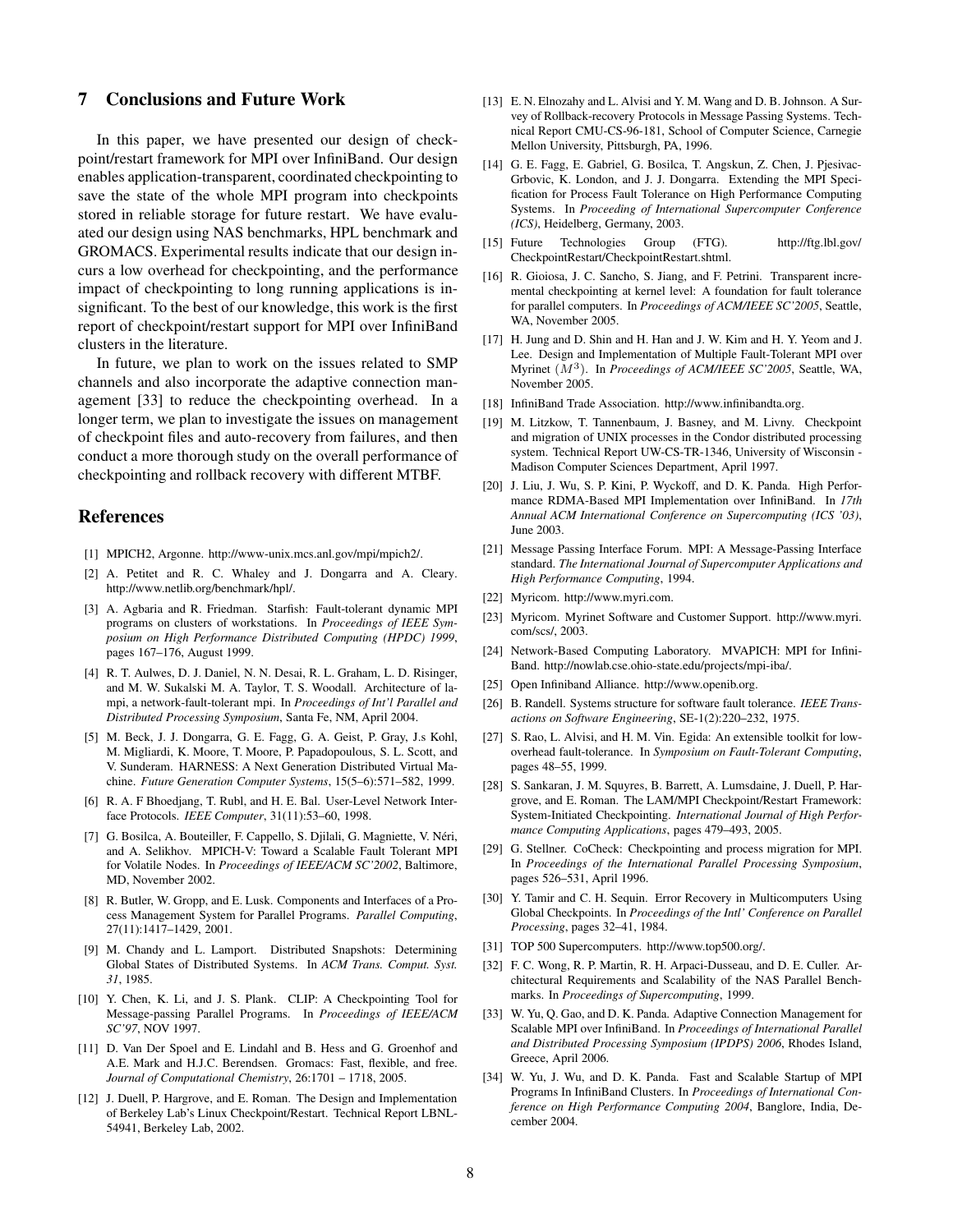## 7 Conclusions and Future Work

In this paper, we have presented our design of checkpoint/restart framework for MPI over InfiniBand. Our design enables application-transparent, coordinated checkpointing to save the state of the whole MPI program into checkpoints stored in reliable storage for future restart. We have evaluated our design using NAS benchmarks, HPL benchmark and GROMACS. Experimental results indicate that our design incurs a low overhead for checkpointing, and the performance impact of checkpointing to long running applications is insignificant. To the best of our knowledge, this work is the first report of checkpoint/restart support for MPI over InfiniBand clusters in the literature.

In future, we plan to work on the issues related to SMP channels and also incorporate the adaptive connection management [33] to reduce the checkpointing overhead. In a longer term, we plan to investigate the issues on management of checkpoint files and auto-recovery from failures, and then conduct a more thorough study on the overall performance of checkpointing and rollback recovery with different MTBF.

## References

[1] MPICH2, Argonne. http://www-unix.mcs.anl.gov/mpi/mpich2/.

[2] A. Petitet and R. C. Whaley and J. Dongarra and A. Cleary. http://www.netlib.org/benchmark/hpl/.

[3] A. Agbaria and R. Friedman. Starfish: Fault-tolerant dynamic MPI programs on clusters of workstations. In *Proceedings of IEEE Symposium on High Performance Distributed Computing (HPDC) 1999*, pages 167–176, August 1999.

[4] R. T. Aulwes, D. J. Daniel, N. N. Desai, R. L. Graham, L. D. Risinger, and M. W. Sukalski M. A. Taylor, T. S. Woodall. Architecture of la-mpi, a network-fault-tolerant mpi. In *Proceedings of Int'l Parallel and Distributed Processing Symposium*, Santa Fe, NM, April 2004.

[5] M. Beck, J. J. Dongarra, G. E. Fagg, G. A. Geist, P. Gray, J.s Kohl, M. Migliardi, K. Moore, T. Moore, P. Papadopoulous, S. L. Scott, and V. Sunderam. HARNESS: A Next Generation Distributed Virtual Machine. *Future Generation Computer Systems*, 15(5–6):571–582, 1999.

[6] R. A. F Bhoedjang, T. Rubl, and H. E. Bal. User-Level Network Interface Protocols. *IEEE Computer*, 31(11):53–60, 1998.

[7] G. Bosilca, A. Bouteiller, F. Cappello, S. Djilali, G. Magniette, V. Néri, and A. Selikhov. MPICH-V: Toward a Scalable Fault Tolerant MPI for Volatile Nodes. In *Proceedings of IEEE/ACM SC'2002*, Baltimore, MD, November 2002.

[8] R. Butler, W. Gropp, and E. Lusk. Components and Interfaces of a Process Management System for Parallel Programs. *Parallel Computing*, 27(11):1417–1429, 2001.

[9] M. Chandy and L. Lamport. Distributed Snapshots: Determining Global States of Distributed Systems. In *ACM Trans. Comput. Syst. 31*, 1985.

[10] Y. Chen, K. Li, and J. S. Plank. CLIP: A Checkpointing Tool for Message-passing Parallel Programs. In *Proceedings of IEEE/ACM SC'97*, NOV 1997.

[11] D. Van Der Spoel and E. Lindahl and B. Hess and G. Groenhof and A.E. Mark and H.J.C. Berendsen. Gromacs: Fast, flexible, and free. *Journal of Computational Chemistry*, 26:1701 – 1718, 2005.

[12] J. Duell, P. Hargrove, and E. Roman. The Design and Implementation of Berkeley Lab's Linux Checkpoint/Restart. Technical Report LBNL-54941, Berkeley Lab, 2002.

[13] E. N. Elnozahy and L. Alvisi and Y. M. Wang and D. B. Johnson. A Survey of Rollback-recovery Protocols in Message Passing Systems. Technical Report CMU-CS-96-181, School of Computer Science, Carnegie Mellon University, Pittsburgh, PA, 1996.

[14] G. E. Fagg, E. Gabriel, G. Bosilca, T. Angskun, Z. Chen, J. Pjesivac-Grbovic, K. London, and J. J. Dongarra. Extending the MPI Specification for Process Fault Tolerance on High Performance Computing Systems. In *Proceeding of International Supercomputer Conference (ICS)*, Heidelberg, Germany, 2003.

[15] Future Technologies Group (FTG). http://ftg.lbl.gov/CheckpointRestart/CheckpointRestart.shtml.

[16] R. Gioiosa, J. C. Sancho, S. Jiang, and F. Petrini. Transparent incremental checkpointing at kernel level: A foundation for fault tolerance for parallel computers. In *Proceedings of ACM/IEEE SC'2005*, Seattle, WA, November 2005.

[17] H. Jung and D. Shin and H. Han and J. W. Kim and H. Y. Yeom and J. Lee. Design and Implementation of Multiple Fault-Tolerant MPI over Myrinet ($M^3$). In *Proceedings of ACM/IEEE SC'2005*, Seattle, WA, November 2005.

[18] InfiniBand Trade Association. http://www.infinibandta.org.

[19] M. Litzkow, T. Tannenbaum, J. Basney, and M. Livny. Checkpoint and migration of UNIX processes in the Condor distributed processing system. Technical Report UW-CS-TR-1346, University of Wisconsin - Madison Computer Sciences Department, April 1997.

[20] J. Liu, J. Wu, S. P. Kini, P. Wyckoff, and D. K. Panda. High Performance RDMA-Based MPI Implementation over InfiniBand. In *17th Annual ACM International Conference on Supercomputing (ICS '03)*, June 2003.

[21] Message Passing Interface Forum. MPI: A Message-Passing Interface standard. *The International Journal of Supercomputer Applications and High Performance Computing*, 1994.

[22] Myricom. http://www.myri.com.

[23] Myricom. Myrinet Software and Customer Support. http://www.myri.com/scs/, 2003.

[24] Network-Based Computing Laboratory. MVAPICH: MPI for InfiniBand. http://nowlab.cse.ohio-state.edu/projects/mpi-iba/.

[25] Open Infiniband Alliance. http://www.openib.org.

[26] B. Randell. Systems structure for software fault tolerance. *IEEE Transactions on Software Engineering*, SE-1(2):220–232, 1975.

[27] S. Rao, L. Alvisi, and H. M. Vin. Egida: An extensible toolkit for low-overhead fault-tolerance. In *Symposium on Fault-Tolerant Computing*, pages 48–55, 1999.

[28] S. Sankaran, J. M. Squyres, B. Barrett, A. Lumsdaine, J. Duell, P. Hargrove, and E. Roman. The LAM/MPI Checkpoint/Restart Framework: System-Initiated Checkpointing. *International Journal of High Performance Computing Applications*, pages 479–493, 2005.

[29] G. Stellner. CoCheck: Checkpointing and process migration for MPI. In *Proceedings of the International Parallel Processing Symposium*, pages 526–531, April 1996.

[30] Y. Tamir and C. H. Sequin. Error Recovery in Multicomputers Using Global Checkpoints. In *Proceedings of the Intl' Conference on Parallel Processing*, pages 32–41, 1984.

[31] TOP 500 Supercomputers. http://www.top500.org/.

[32] F. C. Wong, R. P. Martin, R. H. Arpaci-Dusseau, and D. E. Culler. Architectural Requirements and Scalability of the NAS Parallel Benchmarks. In *Proceedings of Supercomputing*, 1999.

[33] W. Yu, Q. Gao, and D. K. Panda. Adaptive Connection Management for Scalable MPI over InfiniBand. In *Proceedings of International Parallel and Distributed Processing Symposium (IPDPS) 2006*, Rhodes Island, Greece, April 2006.

[34] W. Yu, J. Wu, and D. K. Panda. Fast and Scalable Startup of MPI Programs In InfiniBand Clusters. In *Proceedings of International Conference on High Performance Computing 2004*, Banglore, India, December 2004.